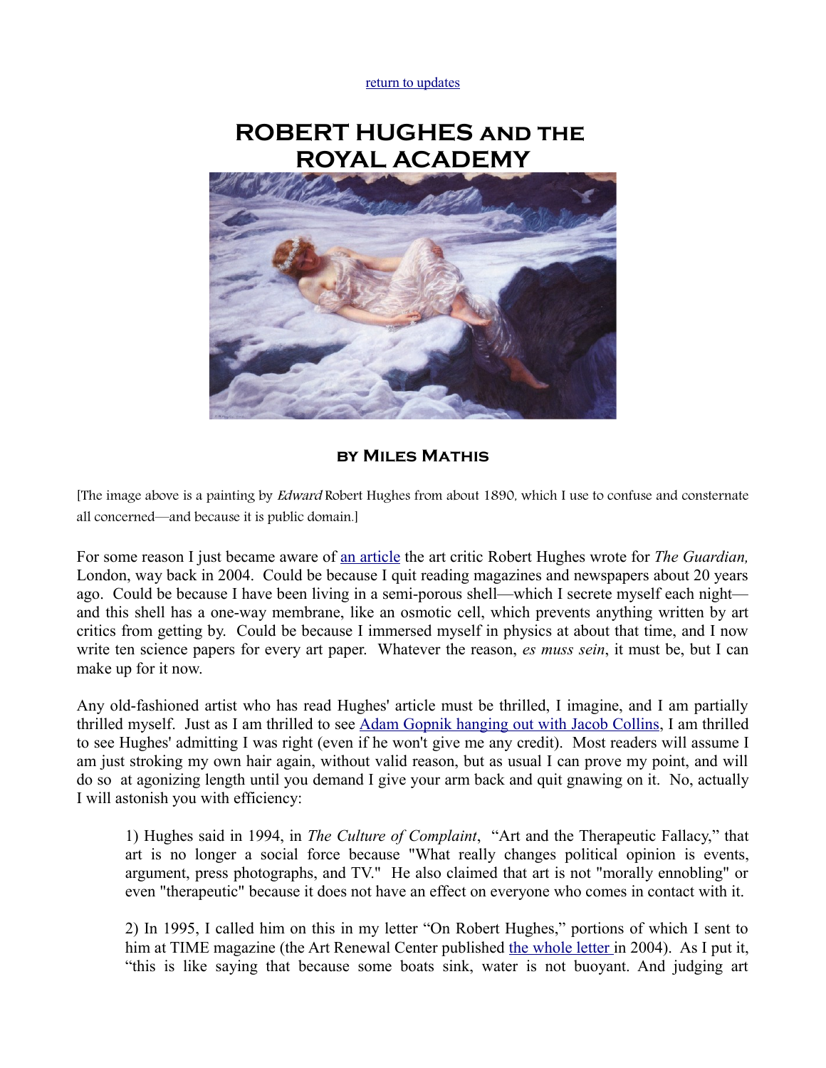return to updates

# ROBERT HUGHES AND THE ROYAL ACADEMY

### BY MILES MATHIS

[The image above is a painting by *Edward* Robert Hughes from about 1890, which I use to confuse and consternate all concerned—and because it is public domain.]

For some reason I just became aware of an article the art critic Robert Hughes wrote for *The Guardian,* London, way back in 2004. Could be because I quit reading magazines and newspapers about 20 years ago. Could be because I have been living in a semi-porous shell—which I secrete myself each night—and this shell has a one-way membrane, like an osmotic cell, which prevents anything written by art critics from getting by. Could be because I immersed myself in physics at about that time, and I now write ten science papers for every art paper. Whatever the reason, *es muss sein*, it must be, but I can make up for it now.

Any old-fashioned artist who has read Hughes' article must be thrilled, I imagine, and I am partially thrilled myself. Just as I am thrilled to see Adam Gopnik hanging out with Jacob Collins, I am thrilled to see Hughes' admitting I was right (even if he won't give me any credit). Most readers will assume I am just stroking my own hair again, without valid reason, but as usual I can prove my point, and will do so at agonizing length until you demand I give your arm back and quit gnawing on it. No, actually I will astonish you with efficiency:

> 1) Hughes said in 1994, in *The Culture of Complaint*, "Art and the Therapeutic Fallacy," that art is no longer a social force because "What really changes political opinion is events, argument, press photographs, and TV." He also claimed that art is not "morally ennobling" or even "therapeutic" because it does not have an effect on everyone who comes in contact with it.
>
> 2) In 1995, I called him on this in my letter "On Robert Hughes," portions of which I sent to him at TIME magazine (the Art Renewal Center published the whole letter in 2004). As I put it, "this is like saying that because some boats sink, water is not buoyant. And judging art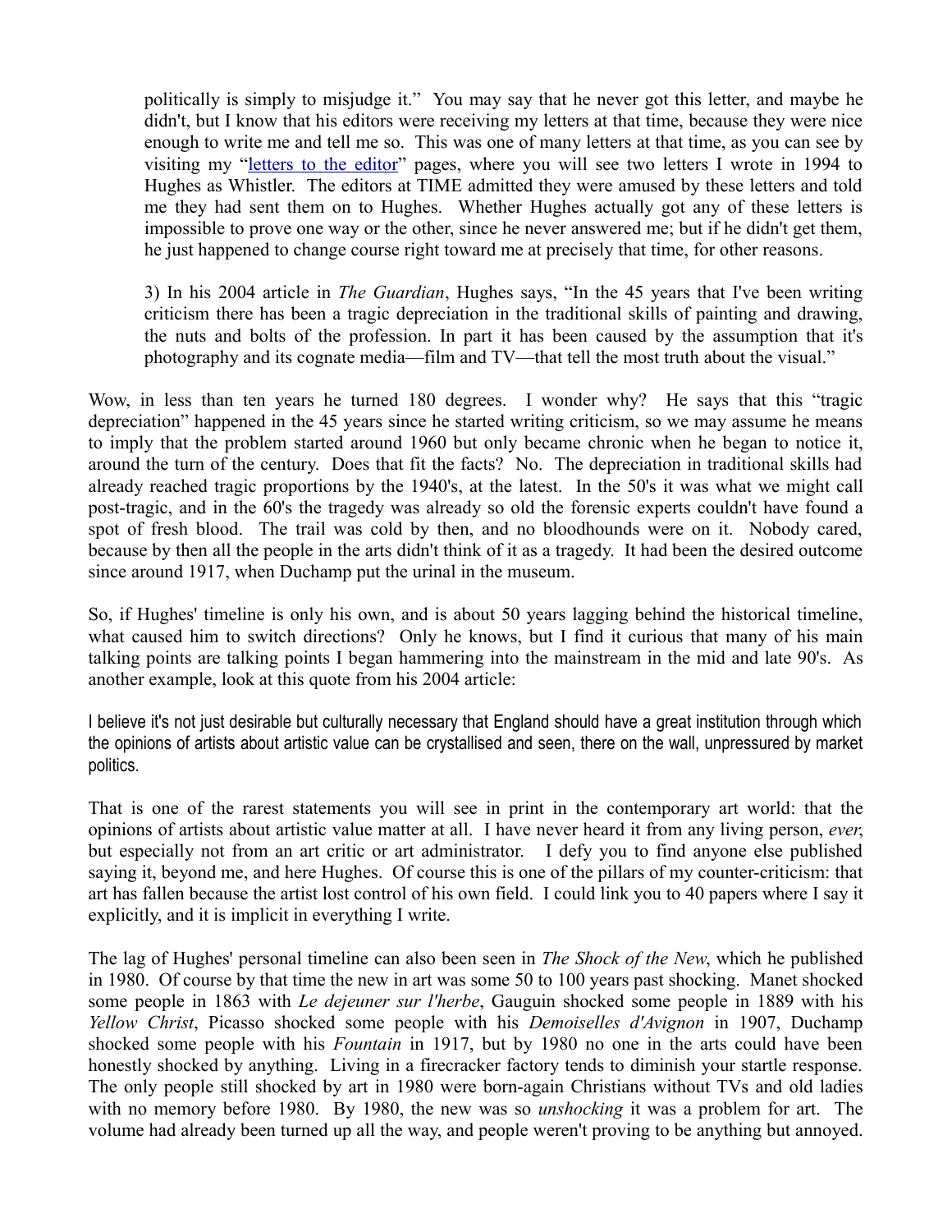politically is simply to misjudge it." You may say that he never got this letter, and maybe he didn't, but I know that his editors were receiving my letters at that time, because they were nice enough to write me and tell me so. This was one of many letters at that time, as you can see by visiting my "letters to the editor" pages, where you will see two letters I wrote in 1994 to Hughes as Whistler. The editors at TIME admitted they were amused by these letters and told me they had sent them on to Hughes. Whether Hughes actually got any of these letters is impossible to prove one way or the other, since he never answered me; but if he didn't get them, he just happened to change course right toward me at precisely that time, for other reasons.

3) In his 2004 article in *The Guardian*, Hughes says, "In the 45 years that I've been writing criticism there has been a tragic depreciation in the traditional skills of painting and drawing, the nuts and bolts of the profession. In part it has been caused by the assumption that it's photography and its cognate media—film and TV—that tell the most truth about the visual."

Wow, in less than ten years he turned 180 degrees. I wonder why? He says that this "tragic depreciation" happened in the 45 years since he started writing criticism, so we may assume he means to imply that the problem started around 1960 but only became chronic when he began to notice it, around the turn of the century. Does that fit the facts? No. The depreciation in traditional skills had already reached tragic proportions by the 1940's, at the latest. In the 50's it was what we might call post-tragic, and in the 60's the tragedy was already so old the forensic experts couldn't have found a spot of fresh blood. The trail was cold by then, and no bloodhounds were on it. Nobody cared, because by then all the people in the arts didn't think of it as a tragedy. It had been the desired outcome since around 1917, when Duchamp put the urinal in the museum.

So, if Hughes' timeline is only his own, and is about 50 years lagging behind the historical timeline, what caused him to switch directions? Only he knows, but I find it curious that many of his main talking points are talking points I began hammering into the mainstream in the mid and late 90's. As another example, look at this quote from his 2004 article:

I believe it's not just desirable but culturally necessary that England should have a great institution through which the opinions of artists about artistic value can be crystallised and seen, there on the wall, unpressured by market politics.

That is one of the rarest statements you will see in print in the contemporary art world: that the opinions of artists about artistic value matter at all. I have never heard it from any living person, *ever*, but especially not from an art critic or art administrator. I defy you to find anyone else published saying it, beyond me, and here Hughes. Of course this is one of the pillars of my counter-criticism: that art has fallen because the artist lost control of his own field. I could link you to 40 papers where I say it explicitly, and it is implicit in everything I write.

The lag of Hughes' personal timeline can also been seen in *The Shock of the New*, which he published in 1980. Of course by that time the new in art was some 50 to 100 years past shocking. Manet shocked some people in 1863 with *Le dejeuner sur l'herbe*, Gauguin shocked some people in 1889 with his *Yellow Christ*, Picasso shocked some people with his *Demoiselles d'Avignon* in 1907, Duchamp shocked some people with his *Fountain* in 1917, but by 1980 no one in the arts could have been honestly shocked by anything. Living in a firecracker factory tends to diminish your startle response. The only people still shocked by art in 1980 were born-again Christians without TVs and old ladies with no memory before 1980. By 1980, the new was so *unshocking* it was a problem for art. The volume had already been turned up all the way, and people weren't proving to be anything but annoyed.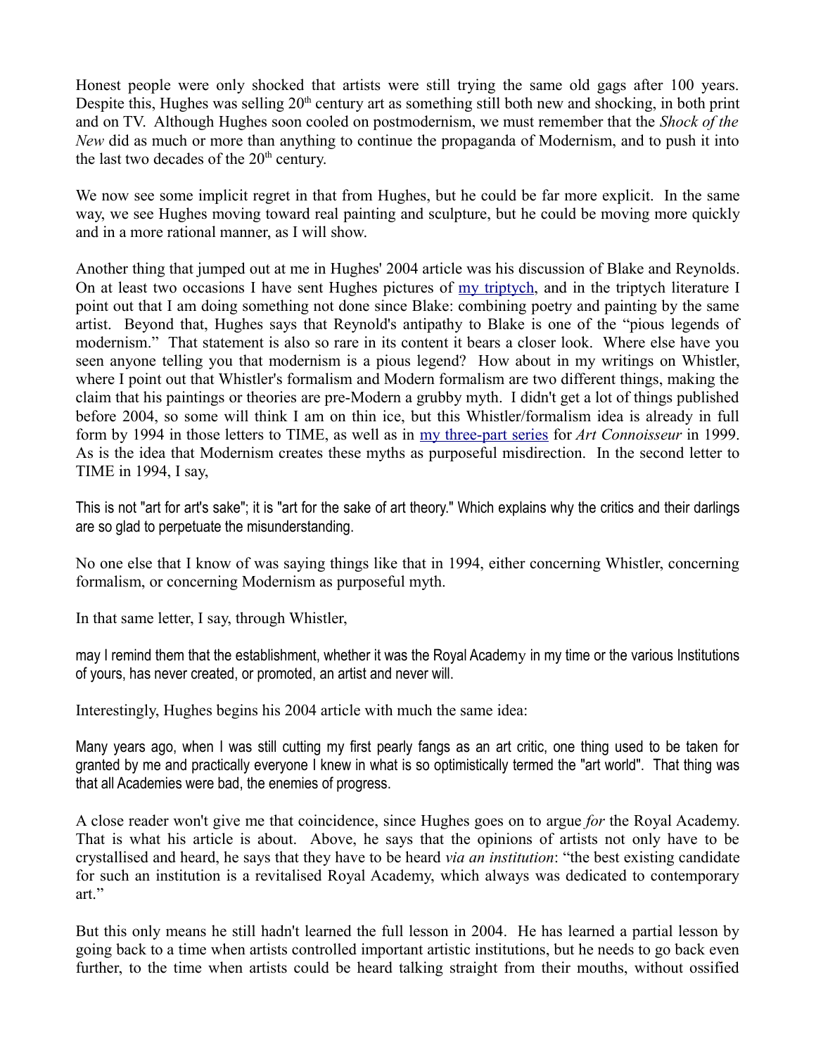Honest people were only shocked that artists were still trying the same old gags after 100 years. Despite this, Hughes was selling 20th century art as something still both new and shocking, in both print and on TV. Although Hughes soon cooled on postmodernism, we must remember that the *Shock of the New* did as much or more than anything to continue the propaganda of Modernism, and to push it into the last two decades of the 20th century.

We now see some implicit regret in that from Hughes, but he could be far more explicit. In the same way, we see Hughes moving toward real painting and sculpture, but he could be moving more quickly and in a more rational manner, as I will show.

Another thing that jumped out at me in Hughes' 2004 article was his discussion of Blake and Reynolds. On at least two occasions I have sent Hughes pictures of my triptych, and in the triptych literature I point out that I am doing something not done since Blake: combining poetry and painting by the same artist. Beyond that, Hughes says that Reynold's antipathy to Blake is one of the "pious legends of modernism." That statement is also so rare in its content it bears a closer look. Where else have you seen anyone telling you that modernism is a pious legend? How about in my writings on Whistler, where I point out that Whistler's formalism and Modern formalism are two different things, making the claim that his paintings or theories are pre-Modern a grubby myth. I didn't get a lot of things published before 2004, so some will think I am on thin ice, but this Whistler/formalism idea is already in full form by 1994 in those letters to TIME, as well as in my three-part series for *Art Connoisseur* in 1999. As is the idea that Modernism creates these myths as purposeful misdirection. In the second letter to TIME in 1994, I say,

> This is not "art for art's sake"; it is "art for the sake of art theory." Which explains why the critics and their darlings are so glad to perpetuate the misunderstanding.

No one else that I know of was saying things like that in 1994, either concerning Whistler, concerning formalism, or concerning Modernism as purposeful myth.

In that same letter, I say, through Whistler,

> may I remind them that the establishment, whether it was the Royal Academy in my time or the various Institutions of yours, has never created, or promoted, an artist and never will.

Interestingly, Hughes begins his 2004 article with much the same idea:

> Many years ago, when I was still cutting my first pearly fangs as an art critic, one thing used to be taken for granted by me and practically everyone I knew in what is so optimistically termed the "art world". That thing was that all Academies were bad, the enemies of progress.

A close reader won't give me that coincidence, since Hughes goes on to argue *for* the Royal Academy. That is what his article is about. Above, he says that the opinions of artists not only have to be crystallised and heard, he says that they have to be heard *via an institution*: "the best existing candidate for such an institution is a revitalised Royal Academy, which always was dedicated to contemporary art."

But this only means he still hadn't learned the full lesson in 2004. He has learned a partial lesson by going back to a time when artists controlled important artistic institutions, but he needs to go back even further, to the time when artists could be heard talking straight from their mouths, without ossified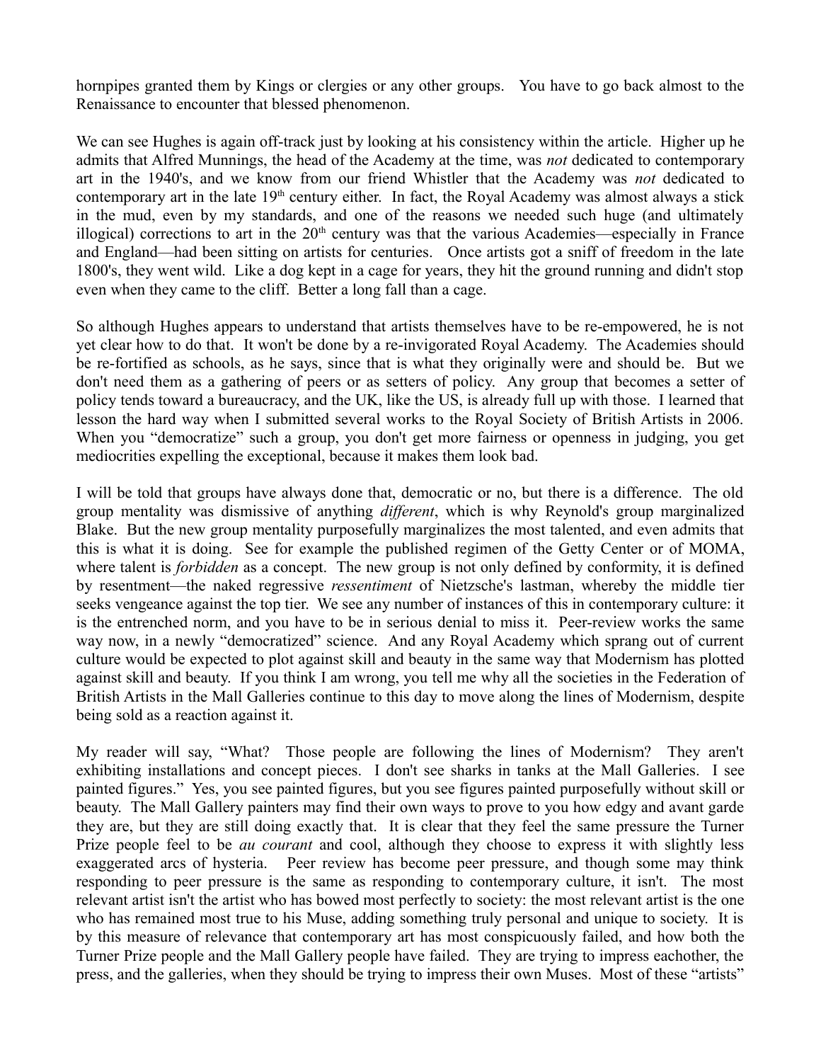hornpipes granted them by Kings or clergies or any other groups. You have to go back almost to the Renaissance to encounter that blessed phenomenon.

We can see Hughes is again off-track just by looking at his consistency within the article. Higher up he admits that Alfred Munnings, the head of the Academy at the time, was *not* dedicated to contemporary art in the 1940's, and we know from our friend Whistler that the Academy was *not* dedicated to contemporary art in the late 19th century either. In fact, the Royal Academy was almost always a stick in the mud, even by my standards, and one of the reasons we needed such huge (and ultimately illogical) corrections to art in the 20th century was that the various Academies—especially in France and England—had been sitting on artists for centuries. Once artists got a sniff of freedom in the late 1800's, they went wild. Like a dog kept in a cage for years, they hit the ground running and didn't stop even when they came to the cliff. Better a long fall than a cage.

So although Hughes appears to understand that artists themselves have to be re-empowered, he is not yet clear how to do that. It won't be done by a re-invigorated Royal Academy. The Academies should be re-fortified as schools, as he says, since that is what they originally were and should be. But we don't need them as a gathering of peers or as setters of policy. Any group that becomes a setter of policy tends toward a bureaucracy, and the UK, like the US, is already full up with those. I learned that lesson the hard way when I submitted several works to the Royal Society of British Artists in 2006. When you "democratize" such a group, you don't get more fairness or openness in judging, you get mediocrities expelling the exceptional, because it makes them look bad.

I will be told that groups have always done that, democratic or no, but there is a difference. The old group mentality was dismissive of anything *different*, which is why Reynold's group marginalized Blake. But the new group mentality purposefully marginalizes the most talented, and even admits that this is what it is doing. See for example the published regimen of the Getty Center or of MOMA, where talent is *forbidden* as a concept. The new group is not only defined by conformity, it is defined by resentment—the naked regressive *ressentiment* of Nietzsche's lastman, whereby the middle tier seeks vengeance against the top tier. We see any number of instances of this in contemporary culture: it is the entrenched norm, and you have to be in serious denial to miss it. Peer-review works the same way now, in a newly "democratized" science. And any Royal Academy which sprang out of current culture would be expected to plot against skill and beauty in the same way that Modernism has plotted against skill and beauty. If you think I am wrong, you tell me why all the societies in the Federation of British Artists in the Mall Galleries continue to this day to move along the lines of Modernism, despite being sold as a reaction against it.

My reader will say, "What? Those people are following the lines of Modernism? They aren't exhibiting installations and concept pieces. I don't see sharks in tanks at the Mall Galleries. I see painted figures." Yes, you see painted figures, but you see figures painted purposefully without skill or beauty. The Mall Gallery painters may find their own ways to prove to you how edgy and avant garde they are, but they are still doing exactly that. It is clear that they feel the same pressure the Turner Prize people feel to be *au courant* and cool, although they choose to express it with slightly less exaggerated arcs of hysteria. Peer review has become peer pressure, and though some may think responding to peer pressure is the same as responding to contemporary culture, it isn't. The most relevant artist isn't the artist who has bowed most perfectly to society: the most relevant artist is the one who has remained most true to his Muse, adding something truly personal and unique to society. It is by this measure of relevance that contemporary art has most conspicuously failed, and how both the Turner Prize people and the Mall Gallery people have failed. They are trying to impress eachother, the press, and the galleries, when they should be trying to impress their own Muses. Most of these "artists"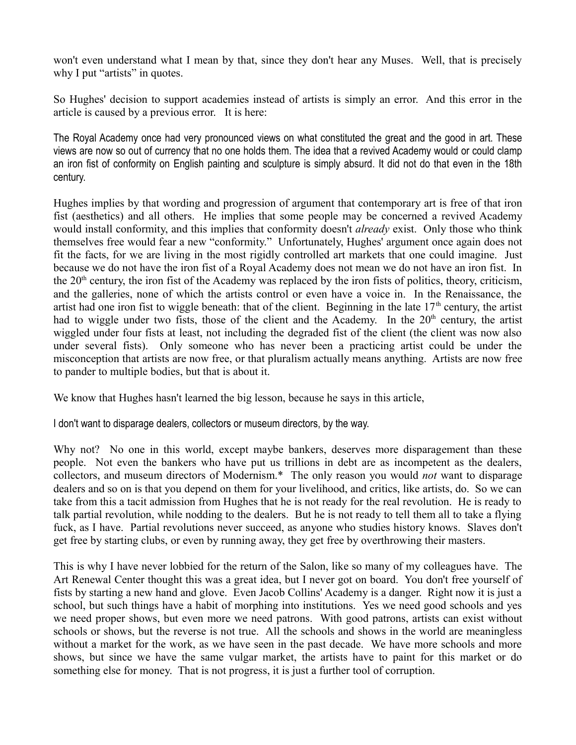won't even understand what I mean by that, since they don't hear any Muses. Well, that is precisely why I put "artists" in quotes.

So Hughes' decision to support academies instead of artists is simply an error. And this error in the article is caused by a previous error. It is here:

The Royal Academy once had very pronounced views on what constituted the great and the good in art. These views are now so out of currency that no one holds them. The idea that a revived Academy would or could clamp an iron fist of conformity on English painting and sculpture is simply absurd. It did not do that even in the 18th century.

Hughes implies by that wording and progression of argument that contemporary art is free of that iron fist (aesthetics) and all others. He implies that some people may be concerned a revived Academy would install conformity, and this implies that conformity doesn't *already* exist. Only those who think themselves free would fear a new "conformity." Unfortunately, Hughes' argument once again does not fit the facts, for we are living in the most rigidly controlled art markets that one could imagine. Just because we do not have the iron fist of a Royal Academy does not mean we do not have an iron fist. In the 20th century, the iron fist of the Academy was replaced by the iron fists of politics, theory, criticism, and the galleries, none of which the artists control or even have a voice in. In the Renaissance, the artist had one iron fist to wiggle beneath: that of the client. Beginning in the late 17th century, the artist had to wiggle under two fists, those of the client and the Academy. In the 20th century, the artist wiggled under four fists at least, not including the degraded fist of the client (the client was now also under several fists). Only someone who has never been a practicing artist could be under the misconception that artists are now free, or that pluralism actually means anything. Artists are now free to pander to multiple bodies, but that is about it.

We know that Hughes hasn't learned the big lesson, because he says in this article,

I don't want to disparage dealers, collectors or museum directors, by the way.

Why not? No one in this world, except maybe bankers, deserves more disparagement than these people. Not even the bankers who have put us trillions in debt are as incompetent as the dealers, collectors, and museum directors of Modernism.* The only reason you would *not* want to disparage dealers and so on is that you depend on them for your livelihood, and critics, like artists, do. So we can take from this a tacit admission from Hughes that he is not ready for the real revolution. He is ready to talk partial revolution, while nodding to the dealers. But he is not ready to tell them all to take a flying fuck, as I have. Partial revolutions never succeed, as anyone who studies history knows. Slaves don't get free by starting clubs, or even by running away, they get free by overthrowing their masters.

This is why I have never lobbied for the return of the Salon, like so many of my colleagues have. The Art Renewal Center thought this was a great idea, but I never got on board. You don't free yourself of fists by starting a new hand and glove. Even Jacob Collins' Academy is a danger. Right now it is just a school, but such things have a habit of morphing into institutions. Yes we need good schools and yes we need proper shows, but even more we need patrons. With good patrons, artists can exist without schools or shows, but the reverse is not true. All the schools and shows in the world are meaningless without a market for the work, as we have seen in the past decade. We have more schools and more shows, but since we have the same vulgar market, the artists have to paint for this market or do something else for money. That is not progress, it is just a further tool of corruption.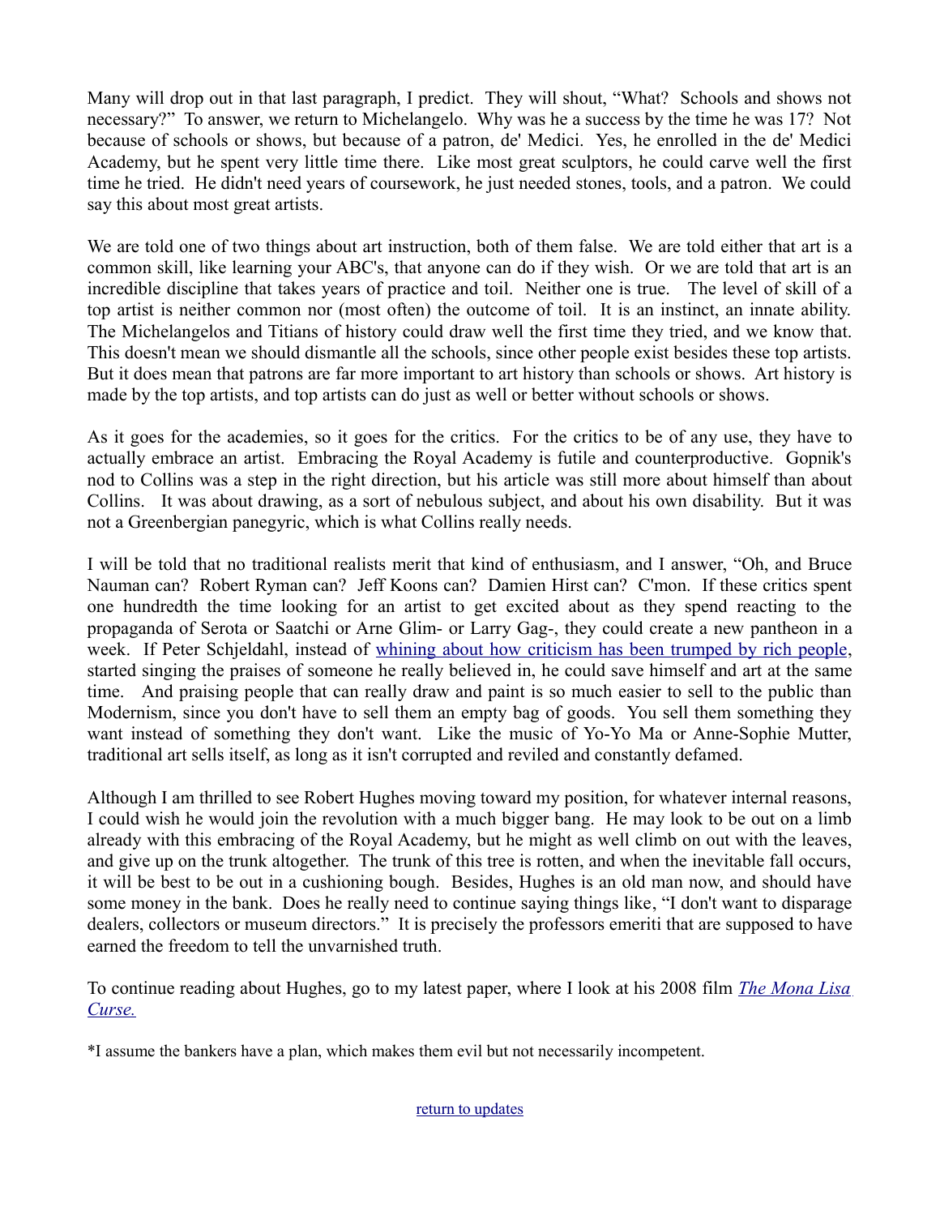Many will drop out in that last paragraph, I predict. They will shout, "What? Schools and shows not necessary?" To answer, we return to Michelangelo. Why was he a success by the time he was 17? Not because of schools or shows, but because of a patron, de' Medici. Yes, he enrolled in the de' Medici Academy, but he spent very little time there. Like most great sculptors, he could carve well the first time he tried. He didn't need years of coursework, he just needed stones, tools, and a patron. We could say this about most great artists.

We are told one of two things about art instruction, both of them false. We are told either that art is a common skill, like learning your ABC's, that anyone can do if they wish. Or we are told that art is an incredible discipline that takes years of practice and toil. Neither one is true. The level of skill of a top artist is neither common nor (most often) the outcome of toil. It is an instinct, an innate ability. The Michelangelos and Titians of history could draw well the first time they tried, and we know that. This doesn't mean we should dismantle all the schools, since other people exist besides these top artists. But it does mean that patrons are far more important to art history than schools or shows. Art history is made by the top artists, and top artists can do just as well or better without schools or shows.

As it goes for the academies, so it goes for the critics. For the critics to be of any use, they have to actually embrace an artist. Embracing the Royal Academy is futile and counterproductive. Gopnik's nod to Collins was a step in the right direction, but his article was still more about himself than about Collins. It was about drawing, as a sort of nebulous subject, and about his own disability. But it was not a Greenbergian panegyric, which is what Collins really needs.

I will be told that no traditional realists merit that kind of enthusiasm, and I answer, "Oh, and Bruce Nauman can? Robert Ryman can? Jeff Koons can? Damien Hirst can? C'mon. If these critics spent one hundredth the time looking for an artist to get excited about as they spend reacting to the propaganda of Serota or Saatchi or Arne Glim- or Larry Gag-, they could create a new pantheon in a week. If Peter Schjeldahl, instead of whining about how criticism has been trumped by rich people, started singing the praises of someone he really believed in, he could save himself and art at the same time. And praising people that can really draw and paint is so much easier to sell to the public than Modernism, since you don't have to sell them an empty bag of goods. You sell them something they want instead of something they don't want. Like the music of Yo-Yo Ma or Anne-Sophie Mutter, traditional art sells itself, as long as it isn't corrupted and reviled and constantly defamed.

Although I am thrilled to see Robert Hughes moving toward my position, for whatever internal reasons, I could wish he would join the revolution with a much bigger bang. He may look to be out on a limb already with this embracing of the Royal Academy, but he might as well climb on out with the leaves, and give up on the trunk altogether. The trunk of this tree is rotten, and when the inevitable fall occurs, it will be best to be out in a cushioning bough. Besides, Hughes is an old man now, and should have some money in the bank. Does he really need to continue saying things like, "I don't want to disparage dealers, collectors or museum directors." It is precisely the professors emeriti that are supposed to have earned the freedom to tell the unvarnished truth.

To continue reading about Hughes, go to my latest paper, where I look at his 2008 film *The Mona Lisa Curse.*

*I assume the bankers have a plan, which makes them evil but not necessarily incompetent.

return to updates